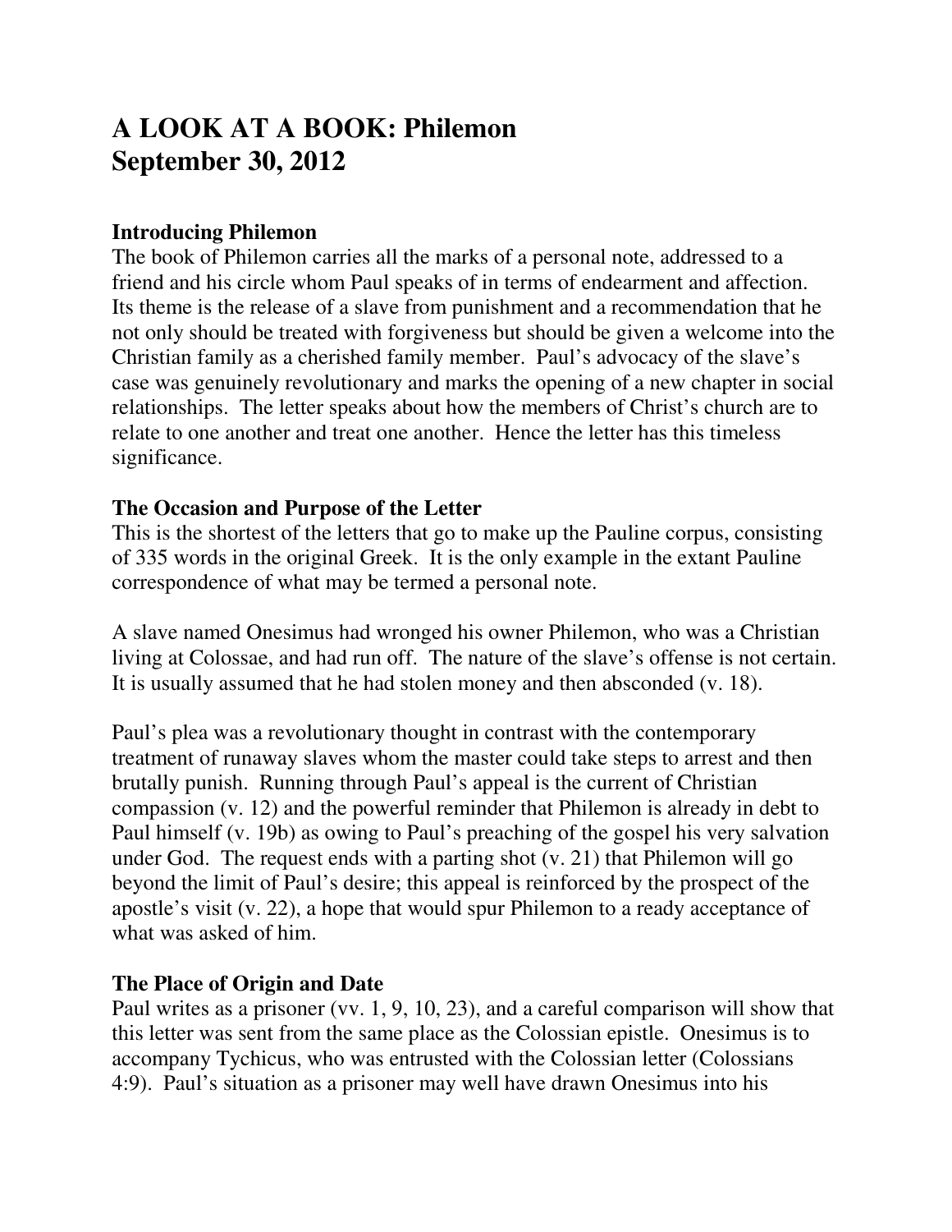# A LOOK AT A BOOK: Philemon
# September 30, 2012

**Introducing Philemon**

The book of Philemon carries all the marks of a personal note, addressed to a friend and his circle whom Paul speaks of in terms of endearment and affection. Its theme is the release of a slave from punishment and a recommendation that he not only should be treated with forgiveness but should be given a welcome into the Christian family as a cherished family member. Paul's advocacy of the slave's case was genuinely revolutionary and marks the opening of a new chapter in social relationships. The letter speaks about how the members of Christ's church are to relate to one another and treat one another. Hence the letter has this timeless significance.

**The Occasion and Purpose of the Letter**

This is the shortest of the letters that go to make up the Pauline corpus, consisting of 335 words in the original Greek. It is the only example in the extant Pauline correspondence of what may be termed a personal note.

A slave named Onesimus had wronged his owner Philemon, who was a Christian living at Colossae, and had run off. The nature of the slave's offense is not certain. It is usually assumed that he had stolen money and then absconded (v. 18).

Paul's plea was a revolutionary thought in contrast with the contemporary treatment of runaway slaves whom the master could take steps to arrest and then brutally punish. Running through Paul's appeal is the current of Christian compassion (v. 12) and the powerful reminder that Philemon is already in debt to Paul himself (v. 19b) as owing to Paul's preaching of the gospel his very salvation under God. The request ends with a parting shot (v. 21) that Philemon will go beyond the limit of Paul's desire; this appeal is reinforced by the prospect of the apostle's visit (v. 22), a hope that would spur Philemon to a ready acceptance of what was asked of him.

**The Place of Origin and Date**

Paul writes as a prisoner (vv. 1, 9, 10, 23), and a careful comparison will show that this letter was sent from the same place as the Colossian epistle. Onesimus is to accompany Tychicus, who was entrusted with the Colossian letter (Colossians 4:9). Paul's situation as a prisoner may well have drawn Onesimus into his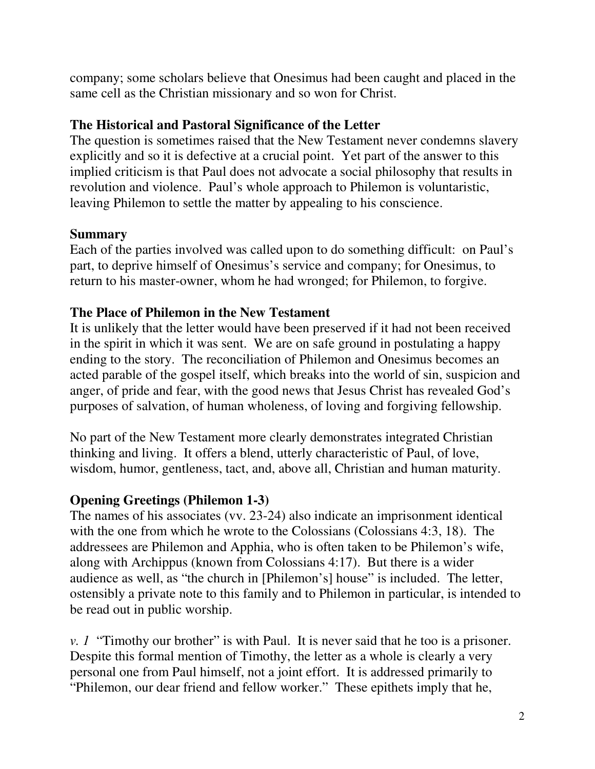company; some scholars believe that Onesimus had been caught and placed in the same cell as the Christian missionary and so won for Christ.

**The Historical and Pastoral Significance of the Letter**

The question is sometimes raised that the New Testament never condemns slavery explicitly and so it is defective at a crucial point. Yet part of the answer to this implied criticism is that Paul does not advocate a social philosophy that results in revolution and violence. Paul's whole approach to Philemon is voluntaristic, leaving Philemon to settle the matter by appealing to his conscience.

**Summary**

Each of the parties involved was called upon to do something difficult: on Paul's part, to deprive himself of Onesimus's service and company; for Onesimus, to return to his master-owner, whom he had wronged; for Philemon, to forgive.

**The Place of Philemon in the New Testament**

It is unlikely that the letter would have been preserved if it had not been received in the spirit in which it was sent. We are on safe ground in postulating a happy ending to the story. The reconciliation of Philemon and Onesimus becomes an acted parable of the gospel itself, which breaks into the world of sin, suspicion and anger, of pride and fear, with the good news that Jesus Christ has revealed God's purposes of salvation, of human wholeness, of loving and forgiving fellowship.

No part of the New Testament more clearly demonstrates integrated Christian thinking and living. It offers a blend, utterly characteristic of Paul, of love, wisdom, humor, gentleness, tact, and, above all, Christian and human maturity.

**Opening Greetings (Philemon 1-3)**

The names of his associates (vv. 23-24) also indicate an imprisonment identical with the one from which he wrote to the Colossians (Colossians 4:3, 18). The addressees are Philemon and Apphia, who is often taken to be Philemon's wife, along with Archippus (known from Colossians 4:17). But there is a wider audience as well, as "the church in [Philemon's] house" is included. The letter, ostensibly a private note to this family and to Philemon in particular, is intended to be read out in public worship.

*v. 1* "Timothy our brother" is with Paul. It is never said that he too is a prisoner. Despite this formal mention of Timothy, the letter as a whole is clearly a very personal one from Paul himself, not a joint effort. It is addressed primarily to "Philemon, our dear friend and fellow worker." These epithets imply that he,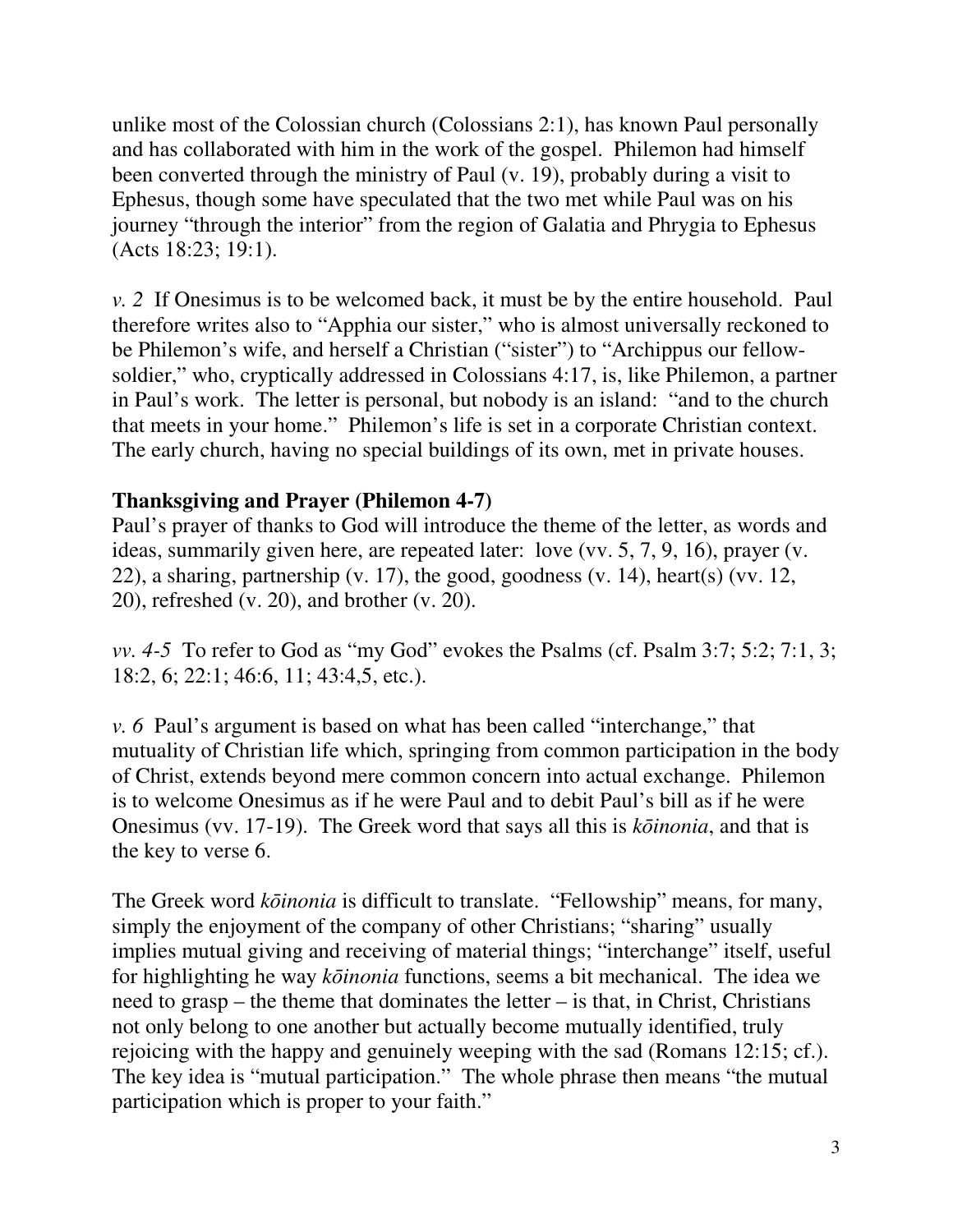unlike most of the Colossian church (Colossians 2:1), has known Paul personally and has collaborated with him in the work of the gospel. Philemon had himself been converted through the ministry of Paul (v. 19), probably during a visit to Ephesus, though some have speculated that the two met while Paul was on his journey "through the interior" from the region of Galatia and Phrygia to Ephesus (Acts 18:23; 19:1).

*v. 2* If Onesimus is to be welcomed back, it must be by the entire household. Paul therefore writes also to "Apphia our sister," who is almost universally reckoned to be Philemon's wife, and herself a Christian ("sister") to "Archippus our fellow-soldier," who, cryptically addressed in Colossians 4:17, is, like Philemon, a partner in Paul's work. The letter is personal, but nobody is an island: "and to the church that meets in your home." Philemon's life is set in a corporate Christian context. The early church, having no special buildings of its own, met in private houses.

**Thanksgiving and Prayer (Philemon 4-7)**

Paul's prayer of thanks to God will introduce the theme of the letter, as words and ideas, summarily given here, are repeated later: love (vv. 5, 7, 9, 16), prayer (v. 22), a sharing, partnership (v. 17), the good, goodness (v. 14), heart(s) (vv. 12, 20), refreshed (v. 20), and brother (v. 20).

*vv. 4-5* To refer to God as "my God" evokes the Psalms (cf. Psalm 3:7; 5:2; 7:1, 3; 18:2, 6; 22:1; 46:6, 11; 43:4,5, etc.).

*v. 6* Paul's argument is based on what has been called "interchange," that mutuality of Christian life which, springing from common participation in the body of Christ, extends beyond mere common concern into actual exchange. Philemon is to welcome Onesimus as if he were Paul and to debit Paul's bill as if he were Onesimus (vv. 17-19). The Greek word that says all this is *kōinonia*, and that is the key to verse 6.

The Greek word *kōinonia* is difficult to translate. "Fellowship" means, for many, simply the enjoyment of the company of other Christians; "sharing" usually implies mutual giving and receiving of material things; "interchange" itself, useful for highlighting he way *kōinonia* functions, seems a bit mechanical. The idea we need to grasp – the theme that dominates the letter – is that, in Christ, Christians not only belong to one another but actually become mutually identified, truly rejoicing with the happy and genuinely weeping with the sad (Romans 12:15; cf.). The key idea is "mutual participation." The whole phrase then means "the mutual participation which is proper to your faith."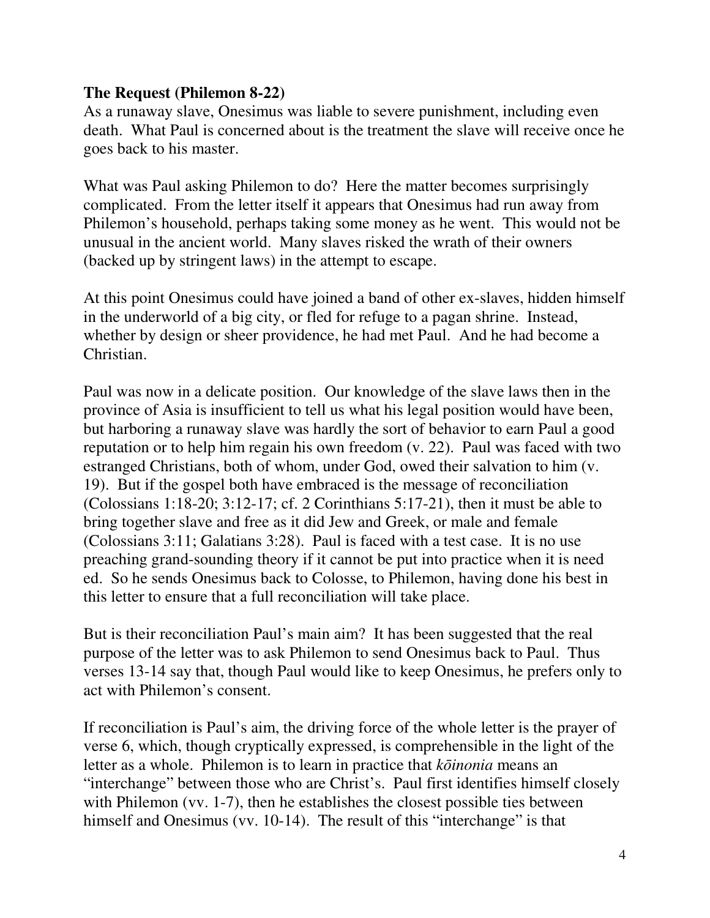**The Request (Philemon 8-22)**
As a runaway slave, Onesimus was liable to severe punishment, including even death. What Paul is concerned about is the treatment the slave will receive once he goes back to his master.

What was Paul asking Philemon to do? Here the matter becomes surprisingly complicated. From the letter itself it appears that Onesimus had run away from Philemon's household, perhaps taking some money as he went. This would not be unusual in the ancient world. Many slaves risked the wrath of their owners (backed up by stringent laws) in the attempt to escape.

At this point Onesimus could have joined a band of other ex-slaves, hidden himself in the underworld of a big city, or fled for refuge to a pagan shrine. Instead, whether by design or sheer providence, he had met Paul. And he had become a Christian.

Paul was now in a delicate position. Our knowledge of the slave laws then in the province of Asia is insufficient to tell us what his legal position would have been, but harboring a runaway slave was hardly the sort of behavior to earn Paul a good reputation or to help him regain his own freedom (v. 22). Paul was faced with two estranged Christians, both of whom, under God, owed their salvation to him (v. 19). But if the gospel both have embraced is the message of reconciliation (Colossians 1:18-20; 3:12-17; cf. 2 Corinthians 5:17-21), then it must be able to bring together slave and free as it did Jew and Greek, or male and female (Colossians 3:11; Galatians 3:28). Paul is faced with a test case. It is no use preaching grand-sounding theory if it cannot be put into practice when it is need ed. So he sends Onesimus back to Colosse, to Philemon, having done his best in this letter to ensure that a full reconciliation will take place.

But is their reconciliation Paul's main aim? It has been suggested that the real purpose of the letter was to ask Philemon to send Onesimus back to Paul. Thus verses 13-14 say that, though Paul would like to keep Onesimus, he prefers only to act with Philemon's consent.

If reconciliation is Paul's aim, the driving force of the whole letter is the prayer of verse 6, which, though cryptically expressed, is comprehensible in the light of the letter as a whole. Philemon is to learn in practice that *kōinonia* means an "interchange" between those who are Christ's. Paul first identifies himself closely with Philemon (vv. 1-7), then he establishes the closest possible ties between himself and Onesimus (vv. 10-14). The result of this "interchange" is that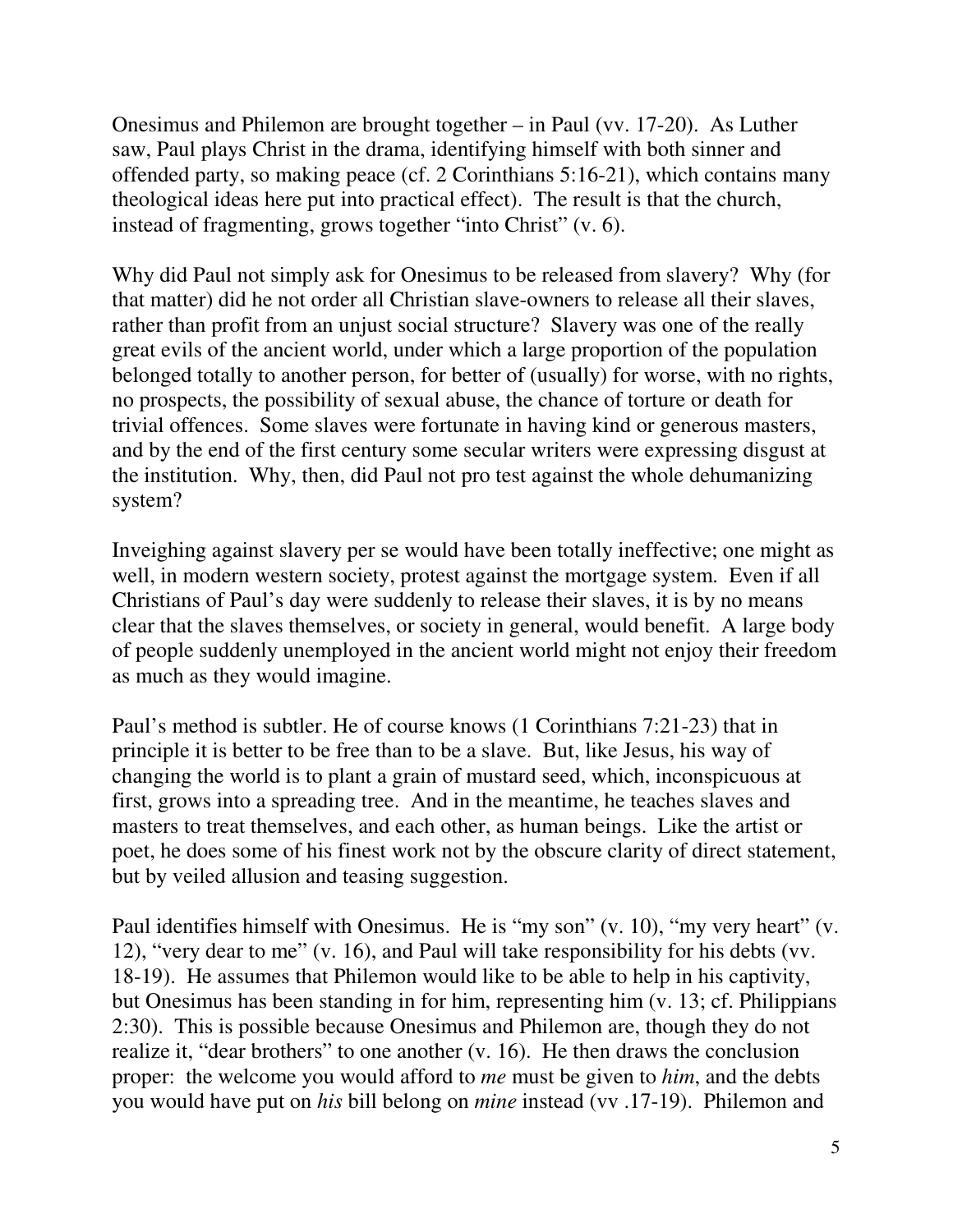Onesimus and Philemon are brought together – in Paul (vv. 17-20). As Luther saw, Paul plays Christ in the drama, identifying himself with both sinner and offended party, so making peace (cf. 2 Corinthians 5:16-21), which contains many theological ideas here put into practical effect). The result is that the church, instead of fragmenting, grows together "into Christ" (v. 6).

Why did Paul not simply ask for Onesimus to be released from slavery? Why (for that matter) did he not order all Christian slave-owners to release all their slaves, rather than profit from an unjust social structure? Slavery was one of the really great evils of the ancient world, under which a large proportion of the population belonged totally to another person, for better of (usually) for worse, with no rights, no prospects, the possibility of sexual abuse, the chance of torture or death for trivial offences. Some slaves were fortunate in having kind or generous masters, and by the end of the first century some secular writers were expressing disgust at the institution. Why, then, did Paul not pro test against the whole dehumanizing system?

Inveighing against slavery per se would have been totally ineffective; one might as well, in modern western society, protest against the mortgage system. Even if all Christians of Paul's day were suddenly to release their slaves, it is by no means clear that the slaves themselves, or society in general, would benefit. A large body of people suddenly unemployed in the ancient world might not enjoy their freedom as much as they would imagine.

Paul's method is subtler. He of course knows (1 Corinthians 7:21-23) that in principle it is better to be free than to be a slave. But, like Jesus, his way of changing the world is to plant a grain of mustard seed, which, inconspicuous at first, grows into a spreading tree. And in the meantime, he teaches slaves and masters to treat themselves, and each other, as human beings. Like the artist or poet, he does some of his finest work not by the obscure clarity of direct statement, but by veiled allusion and teasing suggestion.

Paul identifies himself with Onesimus. He is "my son" (v. 10), "my very heart" (v. 12), "very dear to me" (v. 16), and Paul will take responsibility for his debts (vv. 18-19). He assumes that Philemon would like to be able to help in his captivity, but Onesimus has been standing in for him, representing him (v. 13; cf. Philippians 2:30). This is possible because Onesimus and Philemon are, though they do not realize it, "dear brothers" to one another (v. 16). He then draws the conclusion proper: the welcome you would afford to *me* must be given to *him*, and the debts you would have put on *his* bill belong on *mine* instead (vv .17-19). Philemon and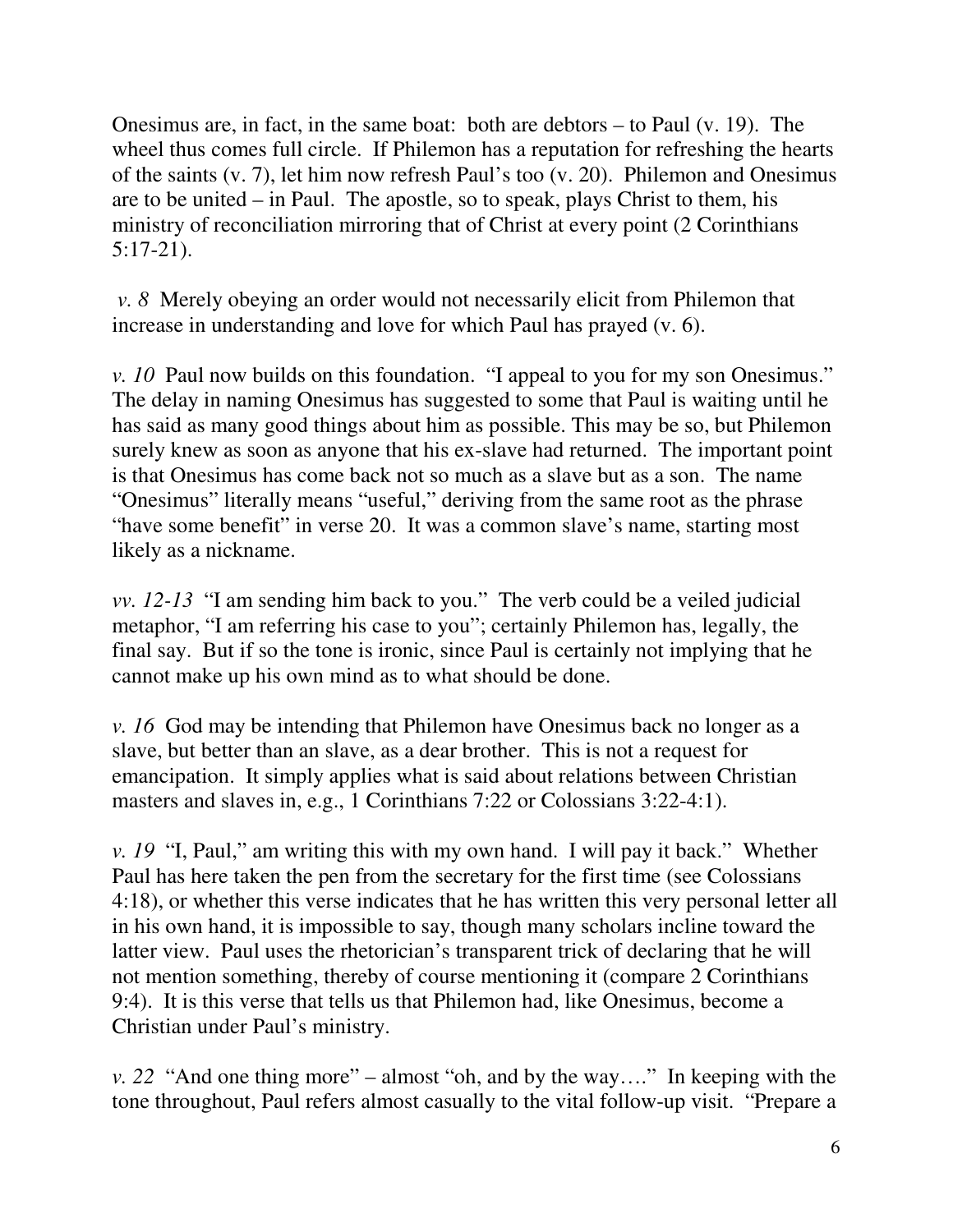Onesimus are, in fact, in the same boat: both are debtors – to Paul (v. 19). The wheel thus comes full circle. If Philemon has a reputation for refreshing the hearts of the saints (v. 7), let him now refresh Paul's too (v. 20). Philemon and Onesimus are to be united – in Paul. The apostle, so to speak, plays Christ to them, his ministry of reconciliation mirroring that of Christ at every point (2 Corinthians 5:17-21).

*v. 8* Merely obeying an order would not necessarily elicit from Philemon that increase in understanding and love for which Paul has prayed (v. 6).

*v. 10* Paul now builds on this foundation. "I appeal to you for my son Onesimus." The delay in naming Onesimus has suggested to some that Paul is waiting until he has said as many good things about him as possible. This may be so, but Philemon surely knew as soon as anyone that his ex-slave had returned. The important point is that Onesimus has come back not so much as a slave but as a son. The name "Onesimus" literally means "useful," deriving from the same root as the phrase "have some benefit" in verse 20. It was a common slave's name, starting most likely as a nickname.

*vv. 12-13* "I am sending him back to you." The verb could be a veiled judicial metaphor, "I am referring his case to you"; certainly Philemon has, legally, the final say. But if so the tone is ironic, since Paul is certainly not implying that he cannot make up his own mind as to what should be done.

*v. 16* God may be intending that Philemon have Onesimus back no longer as a slave, but better than an slave, as a dear brother. This is not a request for emancipation. It simply applies what is said about relations between Christian masters and slaves in, e.g., 1 Corinthians 7:22 or Colossians 3:22-4:1).

*v. 19* "I, Paul," am writing this with my own hand. I will pay it back." Whether Paul has here taken the pen from the secretary for the first time (see Colossians 4:18), or whether this verse indicates that he has written this very personal letter all in his own hand, it is impossible to say, though many scholars incline toward the latter view. Paul uses the rhetorician's transparent trick of declaring that he will not mention something, thereby of course mentioning it (compare 2 Corinthians 9:4). It is this verse that tells us that Philemon had, like Onesimus, become a Christian under Paul's ministry.

*v. 22* "And one thing more" – almost "oh, and by the way…." In keeping with the tone throughout, Paul refers almost casually to the vital follow-up visit. "Prepare a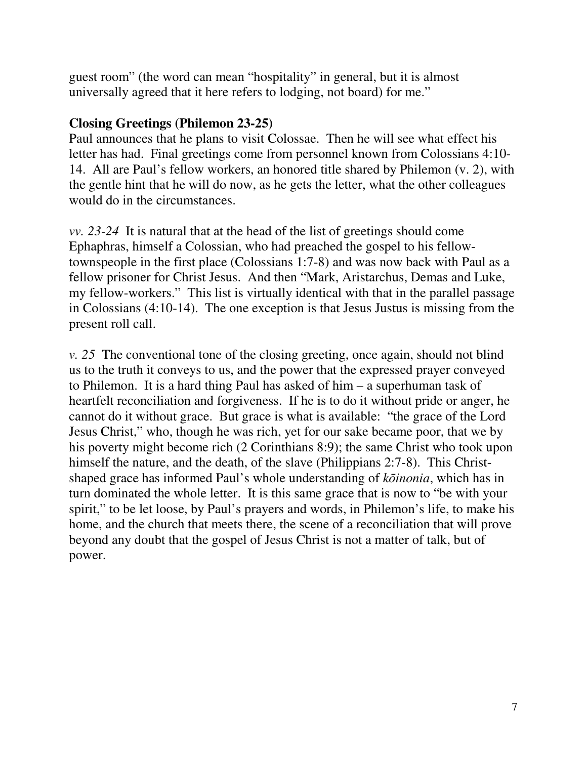guest room" (the word can mean "hospitality" in general, but it is almost universally agreed that it here refers to lodging, not board) for me."

**Closing Greetings (Philemon 23-25)**

Paul announces that he plans to visit Colossae. Then he will see what effect his letter has had. Final greetings come from personnel known from Colossians 4:10-14. All are Paul's fellow workers, an honored title shared by Philemon (v. 2), with the gentle hint that he will do now, as he gets the letter, what the other colleagues would do in the circumstances.

*vv. 23-24* It is natural that at the head of the list of greetings should come Ephaphras, himself a Colossian, who had preached the gospel to his fellow-townspeople in the first place (Colossians 1:7-8) and was now back with Paul as a fellow prisoner for Christ Jesus. And then "Mark, Aristarchus, Demas and Luke, my fellow-workers." This list is virtually identical with that in the parallel passage in Colossians (4:10-14). The one exception is that Jesus Justus is missing from the present roll call.

*v. 25* The conventional tone of the closing greeting, once again, should not blind us to the truth it conveys to us, and the power that the expressed prayer conveyed to Philemon. It is a hard thing Paul has asked of him – a superhuman task of heartfelt reconciliation and forgiveness. If he is to do it without pride or anger, he cannot do it without grace. But grace is what is available: "the grace of the Lord Jesus Christ," who, though he was rich, yet for our sake became poor, that we by his poverty might become rich (2 Corinthians 8:9); the same Christ who took upon himself the nature, and the death, of the slave (Philippians 2:7-8). This Christ-shaped grace has informed Paul's whole understanding of *kōinonia*, which has in turn dominated the whole letter. It is this same grace that is now to "be with your spirit," to be let loose, by Paul's prayers and words, in Philemon's life, to make his home, and the church that meets there, the scene of a reconciliation that will prove beyond any doubt that the gospel of Jesus Christ is not a matter of talk, but of power.